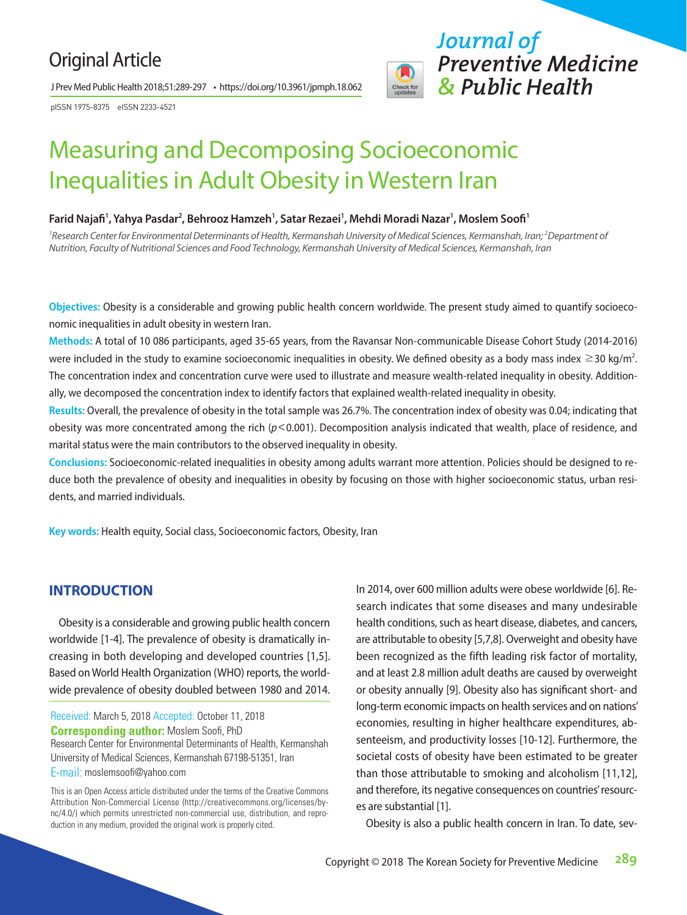Original Article

pISSN 1975-8375 eISSN 2233-4521

# Measuring and Decomposing Socioeconomic Inequalities in Adult Obesity in Western Iran

**Farid Najafi[1], Yahya Pasdar[2], Behrooz Hamzeh[1], Satar Rezaei[1], Mehdi Moradi Nazar[1], Moslem Soofi[1]**

*[1]Research Center for Environmental Determinants of Health, Kermanshah University of Medical Sciences, Kermanshah, Iran; [2]Department of Nutrition, Faculty of Nutritional Sciences and Food Technology, Kermanshah University of Medical Sciences, Kermanshah, Iran*

**Objectives:** Obesity is a considerable and growing public health concern worldwide. The present study aimed to quantify socioeconomic inequalities in adult obesity in western Iran.

**Methods:** A total of 10 086 participants, aged 35-65 years, from the Ravansar Non-communicable Disease Cohort Study (2014-2016) were included in the study to examine socioeconomic inequalities in obesity. We defined obesity as a body mass index $\geq$30 kg/m$^2$. The concentration index and concentration curve were used to illustrate and measure wealth-related inequality in obesity. Additionally, we decomposed the concentration index to identify factors that explained wealth-related inequality in obesity.

**Results:** Overall, the prevalence of obesity in the total sample was 26.7%. The concentration index of obesity was 0.04; indicating that obesity was more concentrated among the rich ($p<0.001$). Decomposition analysis indicated that wealth, place of residence, and marital status were the main contributors to the observed inequality in obesity.

**Conclusions:** Socioeconomic-related inequalities in obesity among adults warrant more attention. Policies should be designed to reduce both the prevalence of obesity and inequalities in obesity by focusing on those with higher socioeconomic status, urban residents, and married individuals.

**Key words:** Health equity, Social class, Socioeconomic factors, Obesity, Iran

## INTRODUCTION

Obesity is a considerable and growing public health concern worldwide [1-4]. The prevalence of obesity is dramatically increasing in both developing and developed countries [1,5]. Based on World Health Organization (WHO) reports, the worldwide prevalence of obesity doubled between 1980 and 2014. In 2014, over 600 million adults were obese worldwide [6]. Research indicates that some diseases and many undesirable health conditions, such as heart disease, diabetes, and cancers, are attributable to obesity [5,7,8]. Overweight and obesity have been recognized as the fifth leading risk factor of mortality, and at least 2.8 million adult deaths are caused by overweight or obesity annually [9]. Obesity also has significant short- and long-term economic impacts on health services and on nations' economies, resulting in higher healthcare expenditures, absenteeism, and productivity losses [10-12]. Furthermore, the societal costs of obesity have been estimated to be greater than those attributable to smoking and alcoholism [11,12], and therefore, its negative consequences on countries' resources are substantial [1].

Obesity is also a public health concern in Iran. To date, sev-

Received: March 5, 2018 Accepted: October 11, 2018
**Corresponding author:** Moslem Soofi, PhD
Research Center for Environmental Determinants of Health, Kermanshah University of Medical Sciences, Kermanshah 67198-51351, Iran
E-mail: moslemsoofi@yahoo.com

This is an Open Access article distributed under the terms of the Creative Commons Attribution Non-Commercial License (http://creativecommons.org/licenses/by-nc/4.0/) which permits unrestricted non-commercial use, distribution, and reproduction in any medium, provided the original work is properly cited.

Copyright © 2018 The Korean Society for Preventive Medicine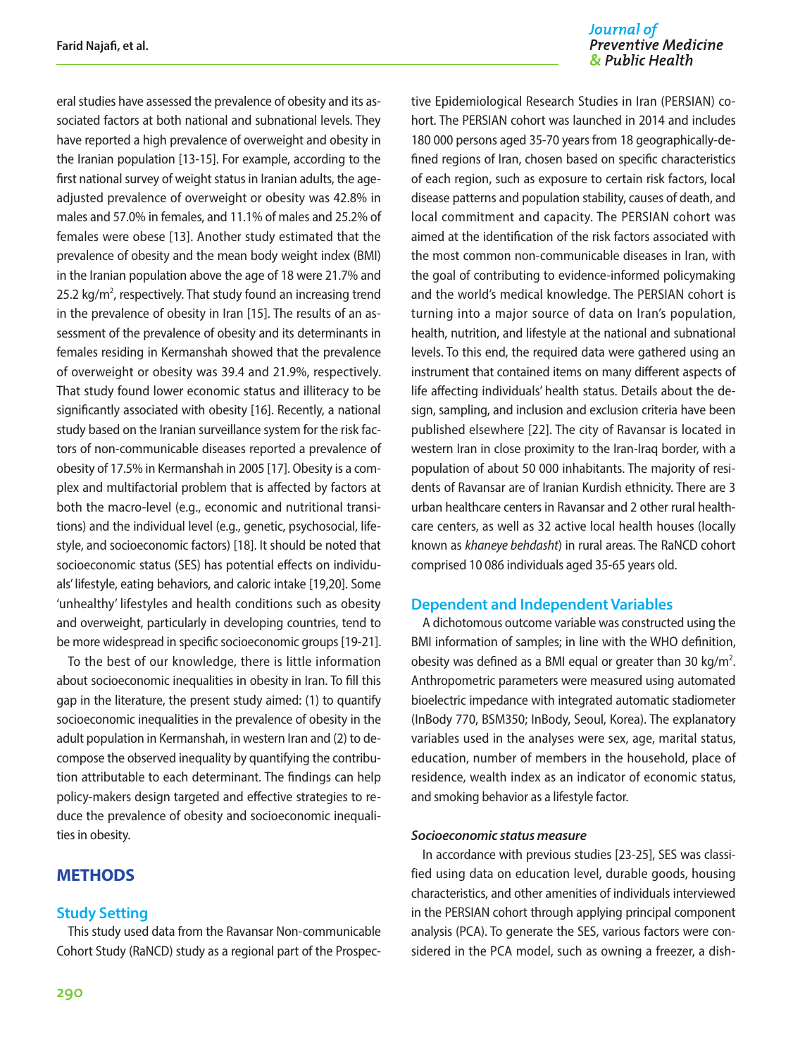eral studies have assessed the prevalence of obesity and its associated factors at both national and subnational levels. They have reported a high prevalence of overweight and obesity in the Iranian population [13-15]. For example, according to the first national survey of weight status in Iranian adults, the age-adjusted prevalence of overweight or obesity was 42.8% in males and 57.0% in females, and 11.1% of males and 25.2% of females were obese [13]. Another study estimated that the prevalence of obesity and the mean body weight index (BMI) in the Iranian population above the age of 18 were 21.7% and 25.2 kg/m$^2$, respectively. That study found an increasing trend in the prevalence of obesity in Iran [15]. The results of an assessment of the prevalence of obesity and its determinants in females residing in Kermanshah showed that the prevalence of overweight or obesity was 39.4 and 21.9%, respectively. That study found lower economic status and illiteracy to be significantly associated with obesity [16]. Recently, a national study based on the Iranian surveillance system for the risk factors of non-communicable diseases reported a prevalence of obesity of 17.5% in Kermanshah in 2005 [17]. Obesity is a complex and multifactorial problem that is affected by factors at both the macro-level (e.g., economic and nutritional transitions) and the individual level (e.g., genetic, psychosocial, lifestyle, and socioeconomic factors) [18]. It should be noted that socioeconomic status (SES) has potential effects on individuals' lifestyle, eating behaviors, and caloric intake [19,20]. Some 'unhealthy' lifestyles and health conditions such as obesity and overweight, particularly in developing countries, tend to be more widespread in specific socioeconomic groups [19-21].

To the best of our knowledge, there is little information about socioeconomic inequalities in obesity in Iran. To fill this gap in the literature, the present study aimed: (1) to quantify socioeconomic inequalities in the prevalence of obesity in the adult population in Kermanshah, in western Iran and (2) to decompose the observed inequality by quantifying the contribution attributable to each determinant. The findings can help policy-makers design targeted and effective strategies to reduce the prevalence of obesity and socioeconomic inequalities in obesity.

## METHODS

### Study Setting

This study used data from the Ravansar Non-communicable Cohort Study (RaNCD) study as a regional part of the Prospective Epidemiological Research Studies in Iran (PERSIAN) cohort. The PERSIAN cohort was launched in 2014 and includes 180 000 persons aged 35-70 years from 18 geographically-defined regions of Iran, chosen based on specific characteristics of each region, such as exposure to certain risk factors, local disease patterns and population stability, causes of death, and local commitment and capacity. The PERSIAN cohort was aimed at the identification of the risk factors associated with the most common non-communicable diseases in Iran, with the goal of contributing to evidence-informed policymaking and the world's medical knowledge. The PERSIAN cohort is turning into a major source of data on Iran's population, health, nutrition, and lifestyle at the national and subnational levels. To this end, the required data were gathered using an instrument that contained items on many different aspects of life affecting individuals' health status. Details about the design, sampling, and inclusion and exclusion criteria have been published elsewhere [22]. The city of Ravansar is located in western Iran in close proximity to the Iran-Iraq border, with a population of about 50 000 inhabitants. The majority of residents of Ravansar are of Iranian Kurdish ethnicity. There are 3 urban healthcare centers in Ravansar and 2 other rural healthcare centers, as well as 32 active local health houses (locally known as *khaneye behdasht*) in rural areas. The RaNCD cohort comprised 10 086 individuals aged 35-65 years old.

### Dependent and Independent Variables

A dichotomous outcome variable was constructed using the BMI information of samples; in line with the WHO definition, obesity was defined as a BMI equal or greater than 30 kg/m$^2$. Anthropometric parameters were measured using automated bioelectric impedance with integrated automatic stadiometer (InBody 770, BSM350; InBody, Seoul, Korea). The explanatory variables used in the analyses were sex, age, marital status, education, number of members in the household, place of residence, wealth index as an indicator of economic status, and smoking behavior as a lifestyle factor.

#### Socioeconomic status measure

In accordance with previous studies [23-25], SES was classified using data on education level, durable goods, housing characteristics, and other amenities of individuals interviewed in the PERSIAN cohort through applying principal component analysis (PCA). To generate the SES, various factors were considered in the PCA model, such as owning a freezer, a dish-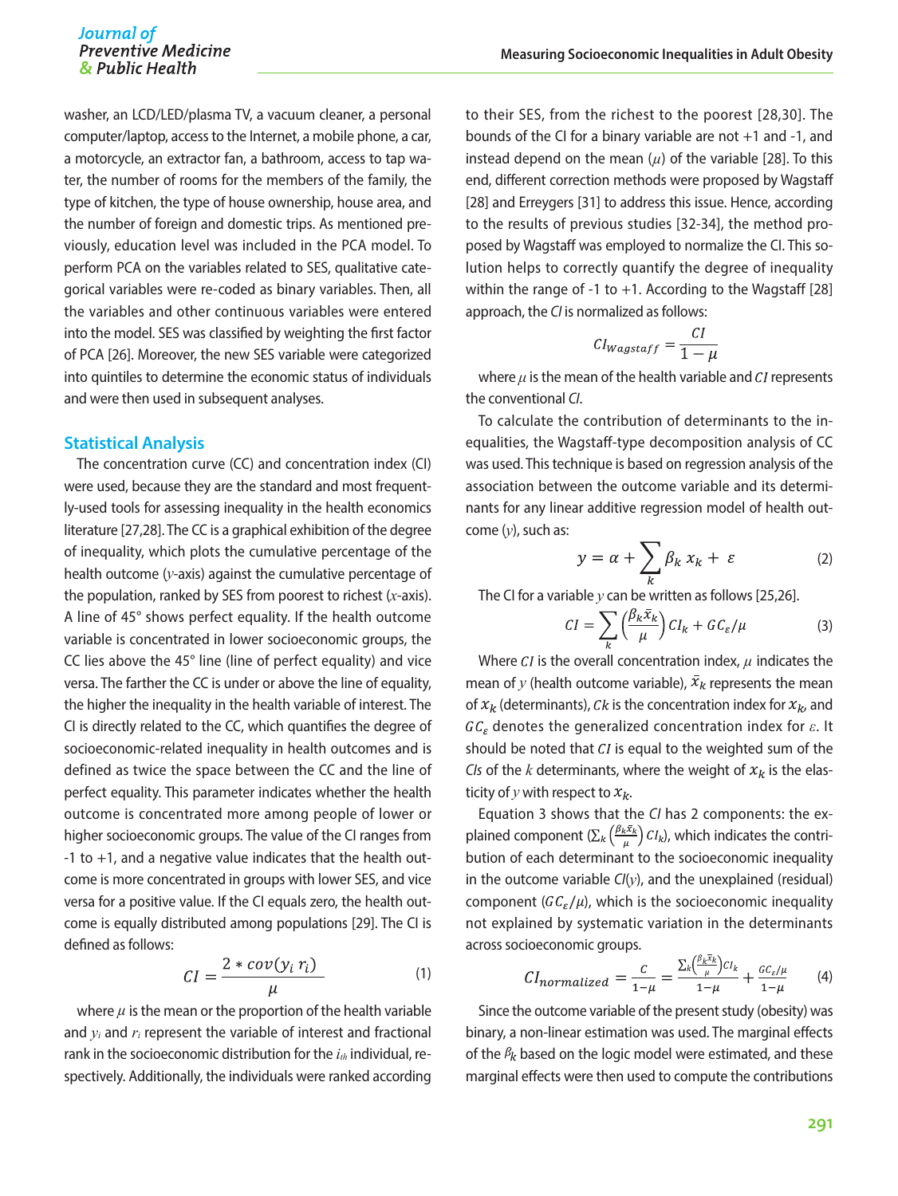washer, an LCD/LED/plasma TV, a vacuum cleaner, a personal computer/laptop, access to the Internet, a mobile phone, a car, a motorcycle, an extractor fan, a bathroom, access to tap water, the number of rooms for the members of the family, the type of kitchen, the type of house ownership, house area, and the number of foreign and domestic trips. As mentioned previously, education level was included in the PCA model. To perform PCA on the variables related to SES, qualitative categorical variables were re-coded as binary variables. Then, all the variables and other continuous variables were entered into the model. SES was classified by weighting the first factor of PCA [26]. Moreover, the new SES variable were categorized into quintiles to determine the economic status of individuals and were then used in subsequent analyses.

## Statistical Analysis

The concentration curve (CC) and concentration index (CI) were used, because they are the standard and most frequently-used tools for assessing inequality in the health economics literature [27,28]. The CC is a graphical exhibition of the degree of inequality, which plots the cumulative percentage of the health outcome ($y$-axis) against the cumulative percentage of the population, ranked by SES from poorest to richest ($x$-axis). A line of 45° shows perfect equality. If the health outcome variable is concentrated in lower socioeconomic groups, the CC lies above the 45° line (line of perfect equality) and vice versa. The farther the CC is under or above the line of equality, the higher the inequality in the health variable of interest. The CI is directly related to the CC, which quantifies the degree of socioeconomic-related inequality in health outcomes and is defined as twice the space between the CC and the line of perfect equality. This parameter indicates whether the health outcome is concentrated more among people of lower or higher socioeconomic groups. The value of the CI ranges from -1 to +1, and a negative value indicates that the health outcome is more concentrated in groups with lower SES, and vice versa for a positive value. If the CI equals zero, the health outcome is equally distributed among populations [29]. The CI is defined as follows:

$$CI = \frac{2 * cov(y_i\, r_i)}{\mu} \tag{1}$$

where $\mu$ is the mean or the proportion of the health variable and $y_i$ and $r_i$ represent the variable of interest and fractional rank in the socioeconomic distribution for the $i_{th}$ individual, respectively. Additionally, the individuals were ranked according to their SES, from the richest to the poorest [28,30]. The bounds of the CI for a binary variable are not +1 and -1, and instead depend on the mean ($\mu$) of the variable [28]. To this end, different correction methods were proposed by Wagstaff [28] and Erreygers [31] to address this issue. Hence, according to the results of previous studies [32-34], the method proposed by Wagstaff was employed to normalize the CI. This solution helps to correctly quantify the degree of inequality within the range of -1 to +1. According to the Wagstaff [28] approach, the *CI* is normalized as follows:

$$CI_{Wagstaff} = \frac{CI}{1-\mu}$$

where $\mu$ is the mean of the health variable and $CI$ represents the conventional *CI*.

To calculate the contribution of determinants to the inequalities, the Wagstaff-type decomposition analysis of CC was used. This technique is based on regression analysis of the association between the outcome variable and its determinants for any linear additive regression model of health outcome ($y$), such as:

$$y = \alpha + \sum_k \beta_k\, x_k + \varepsilon \tag{2}$$

The CI for a variable $y$ can be written as follows [25,26].

$$CI = \sum_k \left(\frac{\beta_k \bar{x}_k}{\mu}\right) CI_k + GC_\varepsilon/\mu \tag{3}$$

Where $CI$ is the overall concentration index, $\mu$ indicates the mean of $y$ (health outcome variable), $\bar{x}_k$ represents the mean of $x_k$ (determinants), $Ck$ is the concentration index for $x_k$, and $GC_\varepsilon$ denotes the generalized concentration index for $\varepsilon$. It should be noted that $CI$ is equal to the weighted sum of the *CIs* of the $k$ determinants, where the weight of $x_k$ is the elasticity of $y$ with respect to $x_k$.

Equation 3 shows that the *CI* has 2 components: the explained component ($\sum_k \left(\frac{\beta_k \bar{x}_k}{\mu}\right) CI_k$), which indicates the contribution of each determinant to the socioeconomic inequality in the outcome variable $CI(y)$, and the unexplained (residual) component ($GC_\varepsilon/\mu$), which is the socioeconomic inequality not explained by systematic variation in the determinants across socioeconomic groups.

$$CI_{normalized} = \frac{C}{1-\mu} = \frac{\sum_k \left(\frac{\beta_k \bar{x}_k}{\mu}\right) CI_k}{1-\mu} + \frac{GC_\varepsilon/\mu}{1-\mu} \tag{4}$$

Since the outcome variable of the present study (obesity) was binary, a non-linear estimation was used. The marginal effects of the $\beta_k$ based on the logic model were estimated, and these marginal effects were then used to compute the contributions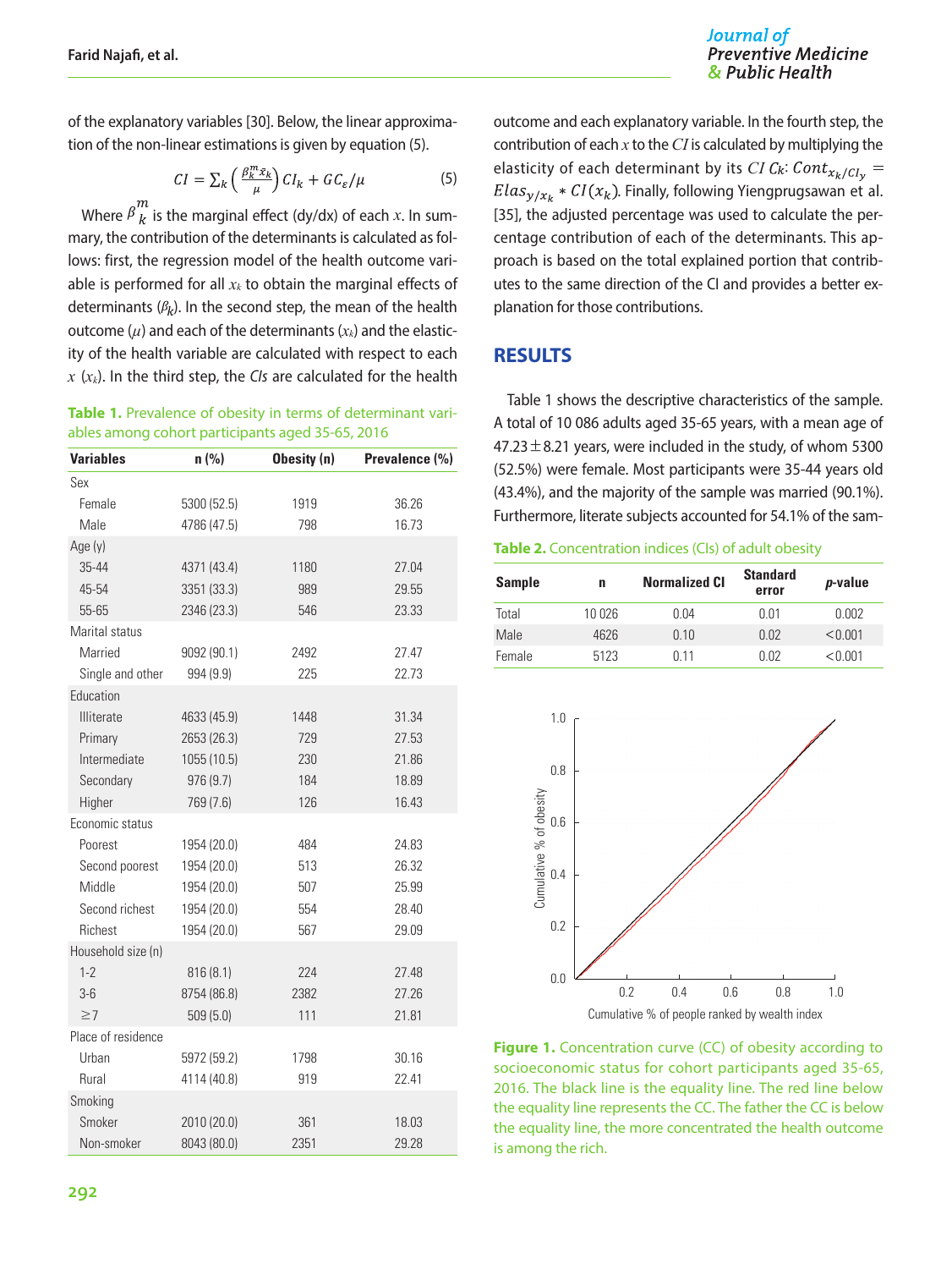of the explanatory variables [30]. Below, the linear approximation of the non-linear estimations is given by equation (5).

$$CI = \sum_k \left(\frac{\beta_k^m \bar{x}_k}{\mu}\right) CI_k + GC_\varepsilon/\mu \quad (5)$$

Where $\beta_k^m$ is the marginal effect (dy/dx) of each $x$. In summary, the contribution of the determinants is calculated as follows: first, the regression model of the health outcome variable is performed for all $x_k$ to obtain the marginal effects of determinants ($\beta_k$). In the second step, the mean of the health outcome ($\mu$) and each of the determinants ($x_k$) and the elasticity of the health variable are calculated with respect to each $x$ ($x_k$). In the third step, the *CIs* are calculated for the health outcome and each explanatory variable. In the fourth step, the contribution of each $x$ to the $CI$ is calculated by multiplying the elasticity of each determinant by its $CI$ $C_k$: $Cont_{x_k/CI_y} = Elas_{y/x_k} * CI(x_k)$. Finally, following Yiengprugsawan et al. [35], the adjusted percentage was used to calculate the percentage contribution of each of the determinants. This approach is based on the total explained portion that contributes to the same direction of the CI and provides a better explanation for those contributions.

**Table 1.** Prevalence of obesity in terms of determinant variables among cohort participants aged 35-65, 2016

| Variables | n (%) | Obesity (n) | Prevalence (%) |
|---|---|---|---|
| Sex | | | |
| Female | 5300 (52.5) | 1919 | 36.26 |
| Male | 4786 (47.5) | 798 | 16.73 |
| Age (y) | | | |
| 35-44 | 4371 (43.4) | 1180 | 27.04 |
| 45-54 | 3351 (33.3) | 989 | 29.55 |
| 55-65 | 2346 (23.3) | 546 | 23.33 |
| Marital status | | | |
| Married | 9092 (90.1) | 2492 | 27.47 |
| Single and other | 994 (9.9) | 225 | 22.73 |
| Education | | | |
| Illiterate | 4633 (45.9) | 1448 | 31.34 |
| Primary | 2653 (26.3) | 729 | 27.53 |
| Intermediate | 1055 (10.5) | 230 | 21.86 |
| Secondary | 976 (9.7) | 184 | 18.89 |
| Higher | 769 (7.6) | 126 | 16.43 |
| Economic status | | | |
| Poorest | 1954 (20.0) | 484 | 24.83 |
| Second poorest | 1954 (20.0) | 513 | 26.32 |
| Middle | 1954 (20.0) | 507 | 25.99 |
| Second richest | 1954 (20.0) | 554 | 28.40 |
| Richest | 1954 (20.0) | 567 | 29.09 |
| Household size (n) | | | |
| 1-2 | 816 (8.1) | 224 | 27.48 |
| 3-6 | 8754 (86.8) | 2382 | 27.26 |
| ≥7 | 509 (5.0) | 111 | 21.81 |
| Place of residence | | | |
| Urban | 5972 (59.2) | 1798 | 30.16 |
| Rural | 4114 (40.8) | 919 | 22.41 |
| Smoking | | | |
| Smoker | 2010 (20.0) | 361 | 18.03 |
| Non-smoker | 8043 (80.0) | 2351 | 29.28 |

## RESULTS

Table 1 shows the descriptive characteristics of the sample. A total of 10 086 adults aged 35-65 years, with a mean age of 47.23±8.21 years, were included in the study, of whom 5300 (52.5%) were female. Most participants were 35-44 years old (43.4%), and the majority of the sample was married (90.1%). Furthermore, literate subjects accounted for 54.1% of the sam-

**Table 2.** Concentration indices (CIs) of adult obesity

| Sample | n | Normalized CI | Standard error | *p*-value |
|---|---|---|---|---|
| Total | 10 026 | 0.04 | 0.01 | 0.002 |
| Male | 4626 | 0.10 | 0.02 | <0.001 |
| Female | 5123 | 0.11 | 0.02 | <0.001 |

**Figure 1.** Concentration curve (CC) of obesity according to socioeconomic status for cohort participants aged 35-65, 2016. The black line is the equality line. The red line below the equality line represents the CC. The father the CC is below the equality line, the more concentrated the health outcome is among the rich.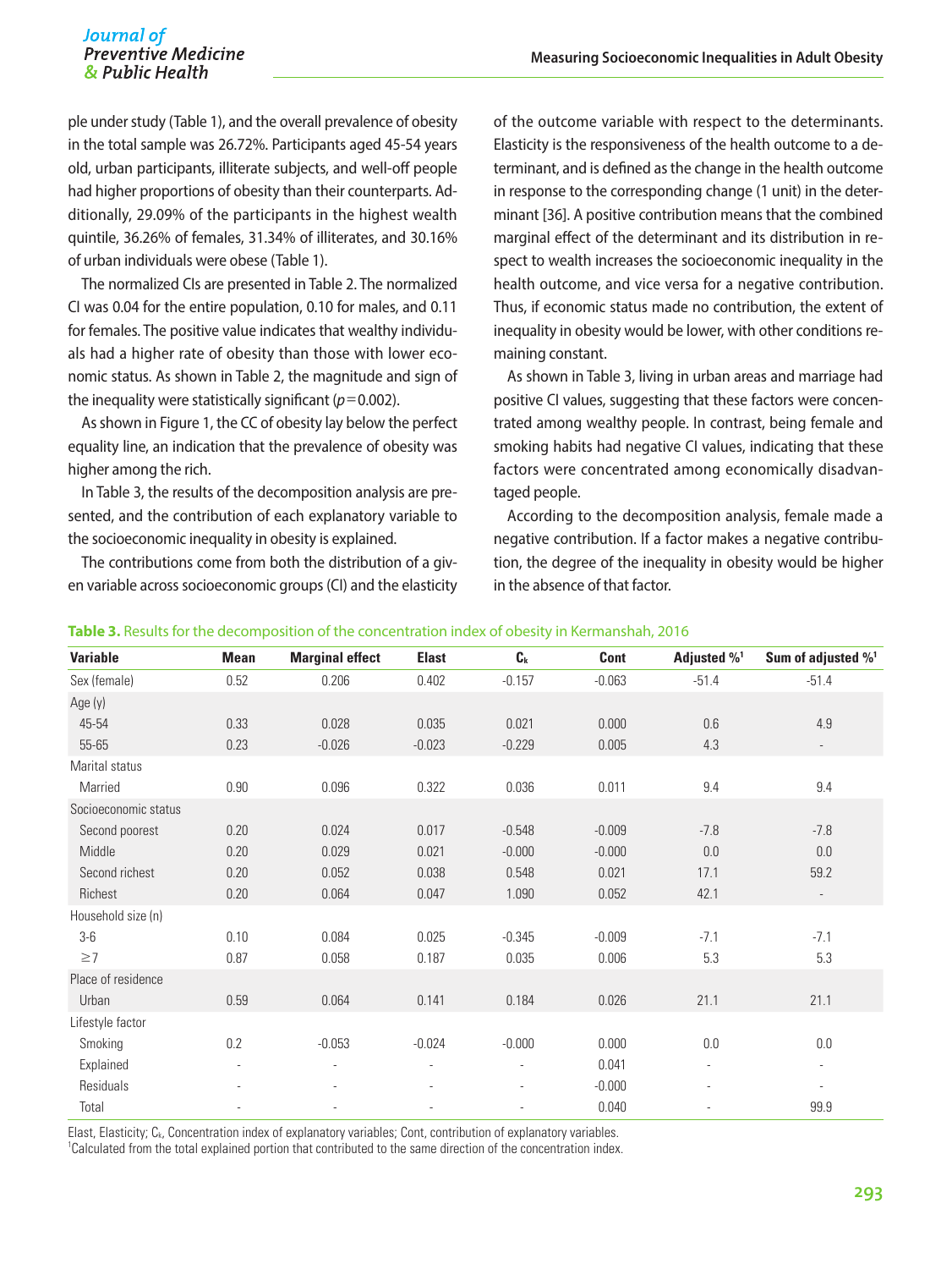ple under study (Table 1), and the overall prevalence of obesity in the total sample was 26.72%. Participants aged 45-54 years old, urban participants, illiterate subjects, and well-off people had higher proportions of obesity than their counterparts. Additionally, 29.09% of the participants in the highest wealth quintile, 36.26% of females, 31.34% of illiterates, and 30.16% of urban individuals were obese (Table 1).

The normalized CIs are presented in Table 2. The normalized CI was 0.04 for the entire population, 0.10 for males, and 0.11 for females. The positive value indicates that wealthy individuals had a higher rate of obesity than those with lower economic status. As shown in Table 2, the magnitude and sign of the inequality were statistically significant ($p=0.002$).

As shown in Figure 1, the CC of obesity lay below the perfect equality line, an indication that the prevalence of obesity was higher among the rich.

In Table 3, the results of the decomposition analysis are presented, and the contribution of each explanatory variable to the socioeconomic inequality in obesity is explained.

The contributions come from both the distribution of a given variable across socioeconomic groups (CI) and the elasticity of the outcome variable with respect to the determinants. Elasticity is the responsiveness of the health outcome to a determinant, and is defined as the change in the health outcome in response to the corresponding change (1 unit) in the determinant [36]. A positive contribution means that the combined marginal effect of the determinant and its distribution in respect to wealth increases the socioeconomic inequality in the health outcome, and vice versa for a negative contribution. Thus, if economic status made no contribution, the extent of inequality in obesity would be lower, with other conditions remaining constant.

As shown in Table 3, living in urban areas and marriage had positive CI values, suggesting that these factors were concentrated among wealthy people. In contrast, being female and smoking habits had negative CI values, indicating that these factors were concentrated among economically disadvantaged people.

According to the decomposition analysis, female made a negative contribution. If a factor makes a negative contribution, the degree of the inequality in obesity would be higher in the absence of that factor.

**Table 3.** Results for the decomposition of the concentration index of obesity in Kermanshah, 2016

| Variable | Mean | Marginal effect | Elast | $C_k$ | Cont | Adjusted %[1] | Sum of adjusted %[1] |
|---|---|---|---|---|---|---|---|
| Sex (female) | 0.52 | 0.206 | 0.402 | -0.157 | -0.063 | -51.4 | -51.4 |
| Age (y) | | | | | | | |
| 45-54 | 0.33 | 0.028 | 0.035 | 0.021 | 0.000 | 0.6 | 4.9 |
| 55-65 | 0.23 | -0.026 | -0.023 | -0.229 | 0.005 | 4.3 | - |
| Marital status | | | | | | | |
| Married | 0.90 | 0.096 | 0.322 | 0.036 | 0.011 | 9.4 | 9.4 |
| Socioeconomic status | | | | | | | |
| Second poorest | 0.20 | 0.024 | 0.017 | -0.548 | -0.009 | -7.8 | -7.8 |
| Middle | 0.20 | 0.029 | 0.021 | -0.000 | -0.000 | 0.0 | 0.0 |
| Second richest | 0.20 | 0.052 | 0.038 | 0.548 | 0.021 | 17.1 | 59.2 |
| Richest | 0.20 | 0.064 | 0.047 | 1.090 | 0.052 | 42.1 | - |
| Household size (n) | | | | | | | |
| 3-6 | 0.10 | 0.084 | 0.025 | -0.345 | -0.009 | -7.1 | -7.1 |
| ≥7 | 0.87 | 0.058 | 0.187 | 0.035 | 0.006 | 5.3 | 5.3 |
| Place of residence | | | | | | | |
| Urban | 0.59 | 0.064 | 0.141 | 0.184 | 0.026 | 21.1 | 21.1 |
| Lifestyle factor | | | | | | | |
| Smoking | 0.2 | -0.053 | -0.024 | -0.000 | 0.000 | 0.0 | 0.0 |
| Explained | - | - | - | - | 0.041 | - | - |
| Residuals | - | - | - | - | -0.000 | - | - |
| Total | - | - | - | - | 0.040 | - | 99.9 |

Elast, Elasticity; $C_k$, Concentration index of explanatory variables; Cont, contribution of explanatory variables.
[1]Calculated from the total explained portion that contributed to the same direction of the concentration index.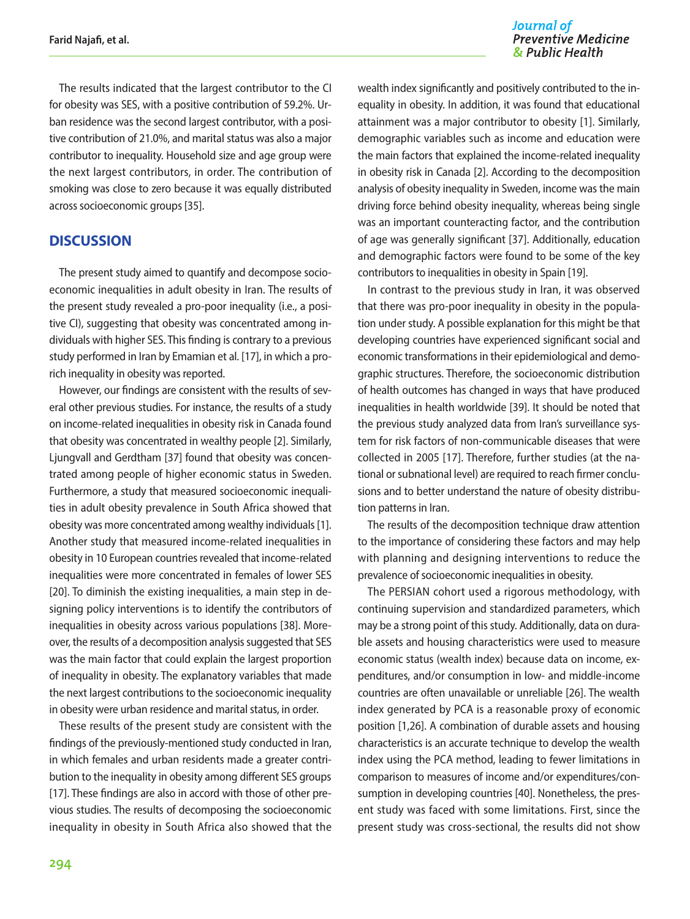The results indicated that the largest contributor to the CI for obesity was SES, with a positive contribution of 59.2%. Urban residence was the second largest contributor, with a positive contribution of 21.0%, and marital status was also a major contributor to inequality. Household size and age group were the next largest contributors, in order. The contribution of smoking was close to zero because it was equally distributed across socioeconomic groups [35].

## DISCUSSION

The present study aimed to quantify and decompose socioeconomic inequalities in adult obesity in Iran. The results of the present study revealed a pro-poor inequality (i.e., a positive CI), suggesting that obesity was concentrated among individuals with higher SES. This finding is contrary to a previous study performed in Iran by Emamian et al. [17], in which a pro-rich inequality in obesity was reported.

However, our findings are consistent with the results of several other previous studies. For instance, the results of a study on income-related inequalities in obesity risk in Canada found that obesity was concentrated in wealthy people [2]. Similarly, Ljungvall and Gerdtham [37] found that obesity was concentrated among people of higher economic status in Sweden. Furthermore, a study that measured socioeconomic inequalities in adult obesity prevalence in South Africa showed that obesity was more concentrated among wealthy individuals [1]. Another study that measured income-related inequalities in obesity in 10 European countries revealed that income-related inequalities were more concentrated in females of lower SES [20]. To diminish the existing inequalities, a main step in designing policy interventions is to identify the contributors of inequalities in obesity across various populations [38]. Moreover, the results of a decomposition analysis suggested that SES was the main factor that could explain the largest proportion of inequality in obesity. The explanatory variables that made the next largest contributions to the socioeconomic inequality in obesity were urban residence and marital status, in order.

These results of the present study are consistent with the findings of the previously-mentioned study conducted in Iran, in which females and urban residents made a greater contribution to the inequality in obesity among different SES groups [17]. These findings are also in accord with those of other previous studies. The results of decomposing the socioeconomic inequality in obesity in South Africa also showed that the wealth index significantly and positively contributed to the inequality in obesity. In addition, it was found that educational attainment was a major contributor to obesity [1]. Similarly, demographic variables such as income and education were the main factors that explained the income-related inequality in obesity risk in Canada [2]. According to the decomposition analysis of obesity inequality in Sweden, income was the main driving force behind obesity inequality, whereas being single was an important counteracting factor, and the contribution of age was generally significant [37]. Additionally, education and demographic factors were found to be some of the key contributors to inequalities in obesity in Spain [19].

In contrast to the previous study in Iran, it was observed that there was pro-poor inequality in obesity in the population under study. A possible explanation for this might be that developing countries have experienced significant social and economic transformations in their epidemiological and demographic structures. Therefore, the socioeconomic distribution of health outcomes has changed in ways that have produced inequalities in health worldwide [39]. It should be noted that the previous study analyzed data from Iran's surveillance system for risk factors of non-communicable diseases that were collected in 2005 [17]. Therefore, further studies (at the national or subnational level) are required to reach firmer conclusions and to better understand the nature of obesity distribution patterns in Iran.

The results of the decomposition technique draw attention to the importance of considering these factors and may help with planning and designing interventions to reduce the prevalence of socioeconomic inequalities in obesity.

The PERSIAN cohort used a rigorous methodology, with continuing supervision and standardized parameters, which may be a strong point of this study. Additionally, data on durable assets and housing characteristics were used to measure economic status (wealth index) because data on income, expenditures, and/or consumption in low- and middle-income countries are often unavailable or unreliable [26]. The wealth index generated by PCA is a reasonable proxy of economic position [1,26]. A combination of durable assets and housing characteristics is an accurate technique to develop the wealth index using the PCA method, leading to fewer limitations in comparison to measures of income and/or expenditures/consumption in developing countries [40]. Nonetheless, the present study was faced with some limitations. First, since the present study was cross-sectional, the results did not show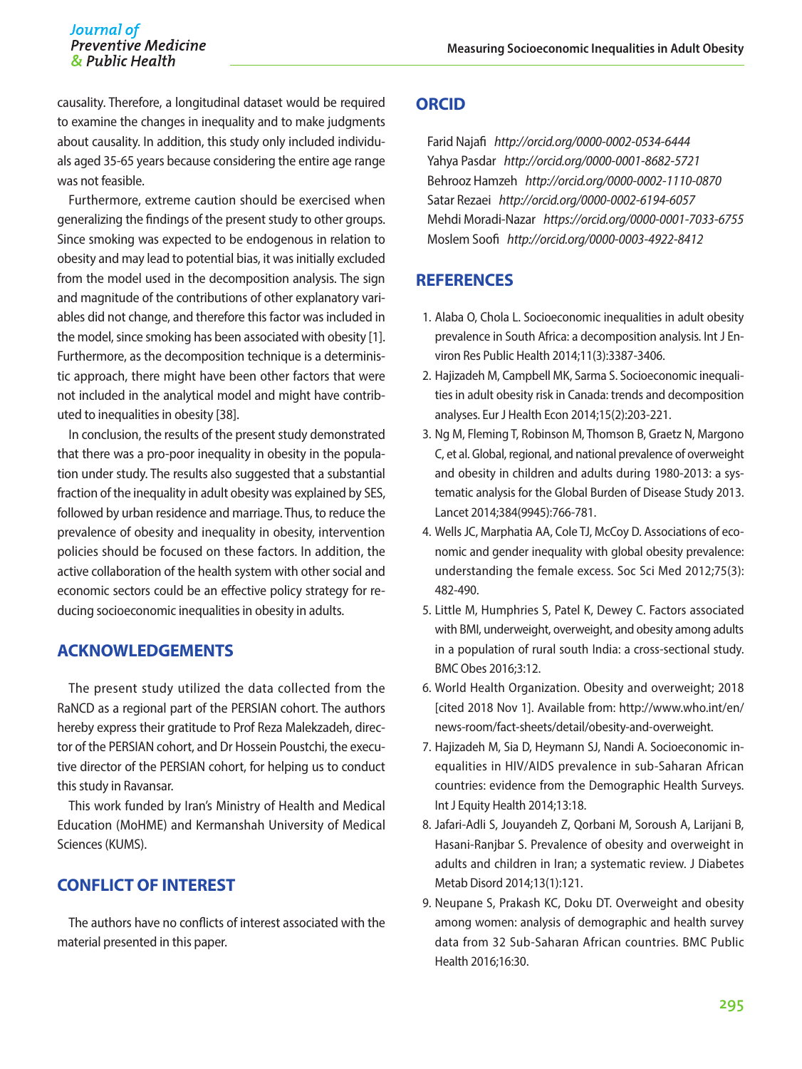causality. Therefore, a longitudinal dataset would be required to examine the changes in inequality and to make judgments about causality. In addition, this study only included individuals aged 35-65 years because considering the entire age range was not feasible.

Furthermore, extreme caution should be exercised when generalizing the findings of the present study to other groups. Since smoking was expected to be endogenous in relation to obesity and may lead to potential bias, it was initially excluded from the model used in the decomposition analysis. The sign and magnitude of the contributions of other explanatory variables did not change, and therefore this factor was included in the model, since smoking has been associated with obesity [1]. Furthermore, as the decomposition technique is a deterministic approach, there might have been other factors that were not included in the analytical model and might have contributed to inequalities in obesity [38].

In conclusion, the results of the present study demonstrated that there was a pro-poor inequality in obesity in the population under study. The results also suggested that a substantial fraction of the inequality in adult obesity was explained by SES, followed by urban residence and marriage. Thus, to reduce the prevalence of obesity and inequality in obesity, intervention policies should be focused on these factors. In addition, the active collaboration of the health system with other social and economic sectors could be an effective policy strategy for reducing socioeconomic inequalities in obesity in adults.

## ACKNOWLEDGEMENTS

The present study utilized the data collected from the RaNCD as a regional part of the PERSIAN cohort. The authors hereby express their gratitude to Prof Reza Malekzadeh, director of the PERSIAN cohort, and Dr Hossein Poustchi, the executive director of the PERSIAN cohort, for helping us to conduct this study in Ravansar.

This work funded by Iran's Ministry of Health and Medical Education (MoHME) and Kermanshah University of Medical Sciences (KUMS).

## CONFLICT OF INTEREST

The authors have no conflicts of interest associated with the material presented in this paper.

## ORCID

Farid Najafi *http://orcid.org/0000-0002-0534-6444*
Yahya Pasdar *http://orcid.org/0000-0001-8682-5721*
Behrooz Hamzeh *http://orcid.org/0000-0002-1110-0870*
Satar Rezaei *http://orcid.org/0000-0002-6194-6057*
Mehdi Moradi-Nazar *https://orcid.org/0000-0001-7033-6755*
Moslem Soofi *http://orcid.org/0000-0003-4922-8412*

## REFERENCES

1. Alaba O, Chola L. Socioeconomic inequalities in adult obesity prevalence in South Africa: a decomposition analysis. Int J Environ Res Public Health 2014;11(3):3387-3406.
2. Hajizadeh M, Campbell MK, Sarma S. Socioeconomic inequalities in adult obesity risk in Canada: trends and decomposition analyses. Eur J Health Econ 2014;15(2):203-221.
3. Ng M, Fleming T, Robinson M, Thomson B, Graetz N, Margono C, et al. Global, regional, and national prevalence of overweight and obesity in children and adults during 1980-2013: a systematic analysis for the Global Burden of Disease Study 2013. Lancet 2014;384(9945):766-781.
4. Wells JC, Marphatia AA, Cole TJ, McCoy D. Associations of economic and gender inequality with global obesity prevalence: understanding the female excess. Soc Sci Med 2012;75(3): 482-490.
5. Little M, Humphries S, Patel K, Dewey C. Factors associated with BMI, underweight, overweight, and obesity among adults in a population of rural south India: a cross-sectional study. BMC Obes 2016;3:12.
6. World Health Organization. Obesity and overweight; 2018 [cited 2018 Nov 1]. Available from: http://www.who.int/en/news-room/fact-sheets/detail/obesity-and-overweight.
7. Hajizadeh M, Sia D, Heymann SJ, Nandi A. Socioeconomic inequalities in HIV/AIDS prevalence in sub-Saharan African countries: evidence from the Demographic Health Surveys. Int J Equity Health 2014;13:18.
8. Jafari-Adli S, Jouyandeh Z, Qorbani M, Soroush A, Larijani B, Hasani-Ranjbar S. Prevalence of obesity and overweight in adults and children in Iran; a systematic review. J Diabetes Metab Disord 2014;13(1):121.
9. Neupane S, Prakash KC, Doku DT. Overweight and obesity among women: analysis of demographic and health survey data from 32 Sub-Saharan African countries. BMC Public Health 2016;16:30.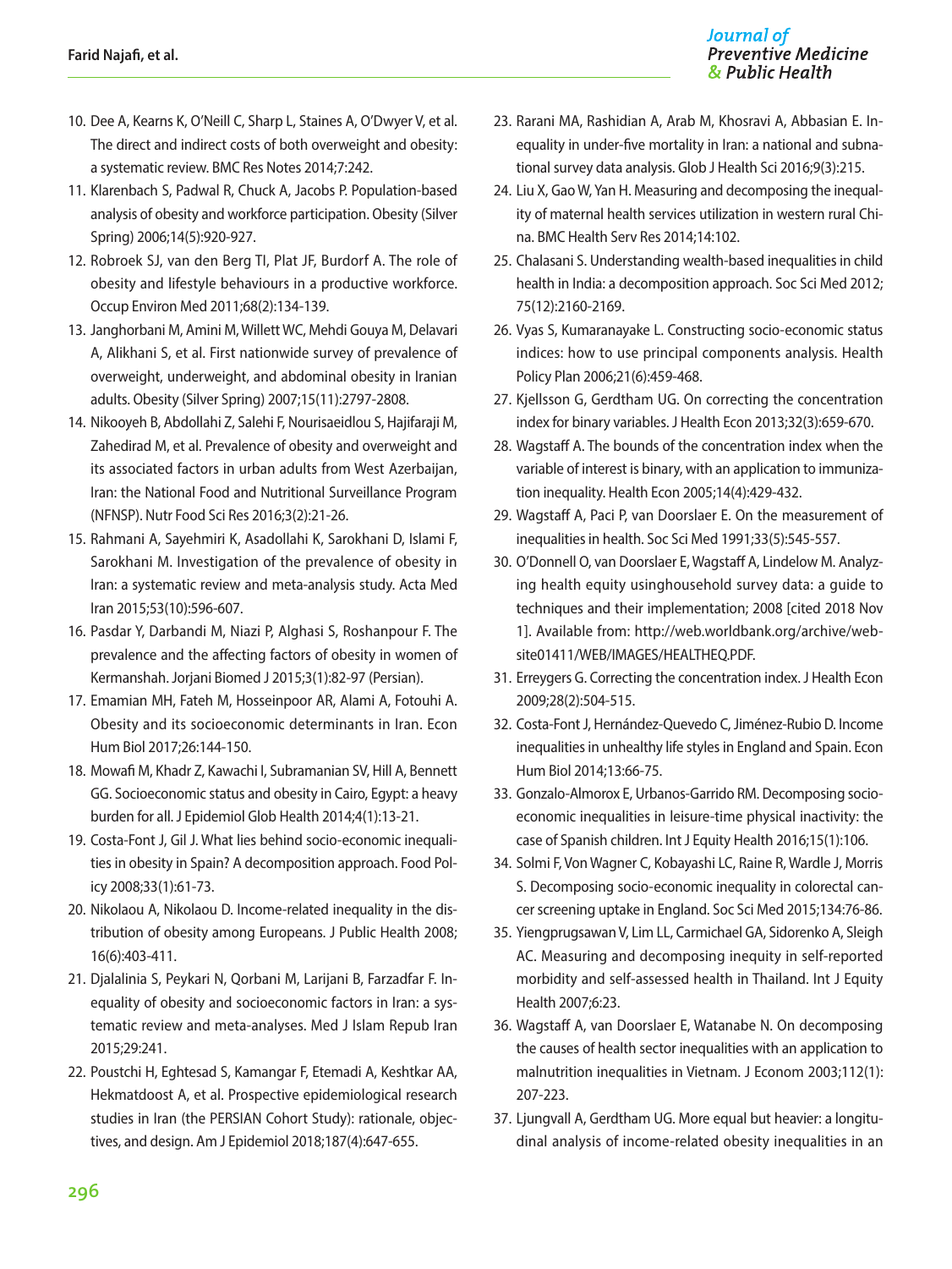10. Dee A, Kearns K, O'Neill C, Sharp L, Staines A, O'Dwyer V, et al. The direct and indirect costs of both overweight and obesity: a systematic review. BMC Res Notes 2014;7:242.
11. Klarenbach S, Padwal R, Chuck A, Jacobs P. Population-based analysis of obesity and workforce participation. Obesity (Silver Spring) 2006;14(5):920-927.
12. Robroek SJ, van den Berg TI, Plat JF, Burdorf A. The role of obesity and lifestyle behaviours in a productive workforce. Occup Environ Med 2011;68(2):134-139.
13. Janghorbani M, Amini M, Willett WC, Mehdi Gouya M, Delavari A, Alikhani S, et al. First nationwide survey of prevalence of overweight, underweight, and abdominal obesity in Iranian adults. Obesity (Silver Spring) 2007;15(11):2797-2808.
14. Nikooyeh B, Abdollahi Z, Salehi F, Nourisaeidlou S, Hajifaraji M, Zahedirad M, et al. Prevalence of obesity and overweight and its associated factors in urban adults from West Azerbaijan, Iran: the National Food and Nutritional Surveillance Program (NFNSP). Nutr Food Sci Res 2016;3(2):21-26.
15. Rahmani A, Sayehmiri K, Asadollahi K, Sarokhani D, Islami F, Sarokhani M. Investigation of the prevalence of obesity in Iran: a systematic review and meta-analysis study. Acta Med Iran 2015;53(10):596-607.
16. Pasdar Y, Darbandi M, Niazi P, Alghasi S, Roshanpour F. The prevalence and the affecting factors of obesity in women of Kermanshah. Jorjani Biomed J 2015;3(1):82-97 (Persian).
17. Emamian MH, Fateh M, Hosseinpoor AR, Alami A, Fotouhi A. Obesity and its socioeconomic determinants in Iran. Econ Hum Biol 2017;26:144-150.
18. Mowafi M, Khadr Z, Kawachi I, Subramanian SV, Hill A, Bennett GG. Socioeconomic status and obesity in Cairo, Egypt: a heavy burden for all. J Epidemiol Glob Health 2014;4(1):13-21.
19. Costa-Font J, Gil J. What lies behind socio-economic inequalities in obesity in Spain? A decomposition approach. Food Policy 2008;33(1):61-73.
20. Nikolaou A, Nikolaou D. Income-related inequality in the distribution of obesity among Europeans. J Public Health 2008; 16(6):403-411.
21. Djalalinia S, Peykari N, Qorbani M, Larijani B, Farzadfar F. Inequality of obesity and socioeconomic factors in Iran: a systematic review and meta-analyses. Med J Islam Repub Iran 2015;29:241.
22. Poustchi H, Eghtesad S, Kamangar F, Etemadi A, Keshtkar AA, Hekmatdoost A, et al. Prospective epidemiological research studies in Iran (the PERSIAN Cohort Study): rationale, objectives, and design. Am J Epidemiol 2018;187(4):647-655.
23. Rarani MA, Rashidian A, Arab M, Khosravi A, Abbasian E. Inequality in under-five mortality in Iran: a national and subnational survey data analysis. Glob J Health Sci 2016;9(3):215.
24. Liu X, Gao W, Yan H. Measuring and decomposing the inequality of maternal health services utilization in western rural China. BMC Health Serv Res 2014;14:102.
25. Chalasani S. Understanding wealth-based inequalities in child health in India: a decomposition approach. Soc Sci Med 2012; 75(12):2160-2169.
26. Vyas S, Kumaranayake L. Constructing socio-economic status indices: how to use principal components analysis. Health Policy Plan 2006;21(6):459-468.
27. Kjellsson G, Gerdtham UG. On correcting the concentration index for binary variables. J Health Econ 2013;32(3):659-670.
28. Wagstaff A. The bounds of the concentration index when the variable of interest is binary, with an application to immunization inequality. Health Econ 2005;14(4):429-432.
29. Wagstaff A, Paci P, van Doorslaer E. On the measurement of inequalities in health. Soc Sci Med 1991;33(5):545-557.
30. O'Donnell O, van Doorslaer E, Wagstaff A, Lindelow M. Analyzing health equity usinghousehold survey data: a guide to techniques and their implementation; 2008 [cited 2018 Nov 1]. Available from: http://web.worldbank.org/archive/website01411/WEB/IMAGES/HEALTHEQ.PDF.
31. Erreygers G. Correcting the concentration index. J Health Econ 2009;28(2):504-515.
32. Costa-Font J, Hernández-Quevedo C, Jiménez-Rubio D. Income inequalities in unhealthy life styles in England and Spain. Econ Hum Biol 2014;13:66-75.
33. Gonzalo-Almorox E, Urbanos-Garrido RM. Decomposing socioeconomic inequalities in leisure-time physical inactivity: the case of Spanish children. Int J Equity Health 2016;15(1):106.
34. Solmi F, Von Wagner C, Kobayashi LC, Raine R, Wardle J, Morris S. Decomposing socio-economic inequality in colorectal cancer screening uptake in England. Soc Sci Med 2015;134:76-86.
35. Yiengprugsawan V, Lim LL, Carmichael GA, Sidorenko A, Sleigh AC. Measuring and decomposing inequity in self-reported morbidity and self-assessed health in Thailand. Int J Equity Health 2007;6:23.
36. Wagstaff A, van Doorslaer E, Watanabe N. On decomposing the causes of health sector inequalities with an application to malnutrition inequalities in Vietnam. J Econom 2003;112(1): 207-223.
37. Ljungvall A, Gerdtham UG. More equal but heavier: a longitudinal analysis of income-related obesity inequalities in an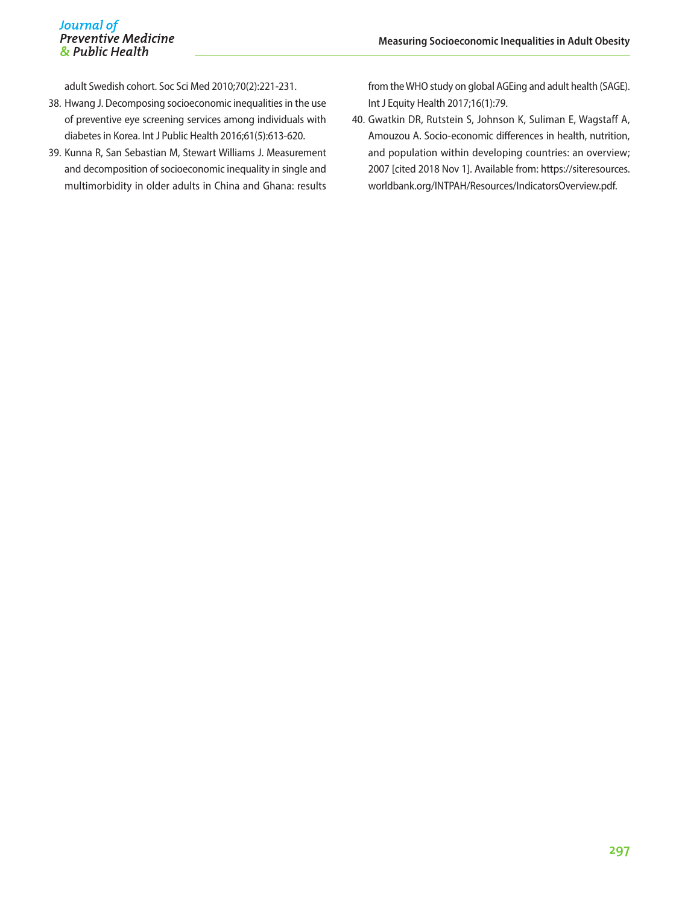adult Swedish cohort. Soc Sci Med 2010;70(2):221-231.

38. Hwang J. Decomposing socioeconomic inequalities in the use of preventive eye screening services among individuals with diabetes in Korea. Int J Public Health 2016;61(5):613-620.
39. Kunna R, San Sebastian M, Stewart Williams J. Measurement and decomposition of socioeconomic inequality in single and multimorbidity in older adults in China and Ghana: results from the WHO study on global AGEing and adult health (SAGE). Int J Equity Health 2017;16(1):79.
40. Gwatkin DR, Rutstein S, Johnson K, Suliman E, Wagstaff A, Amouzou A. Socio-economic differences in health, nutrition, and population within developing countries: an overview; 2007 [cited 2018 Nov 1]. Available from: https://siteresources.worldbank.org/INTPAH/Resources/IndicatorsOverview.pdf.